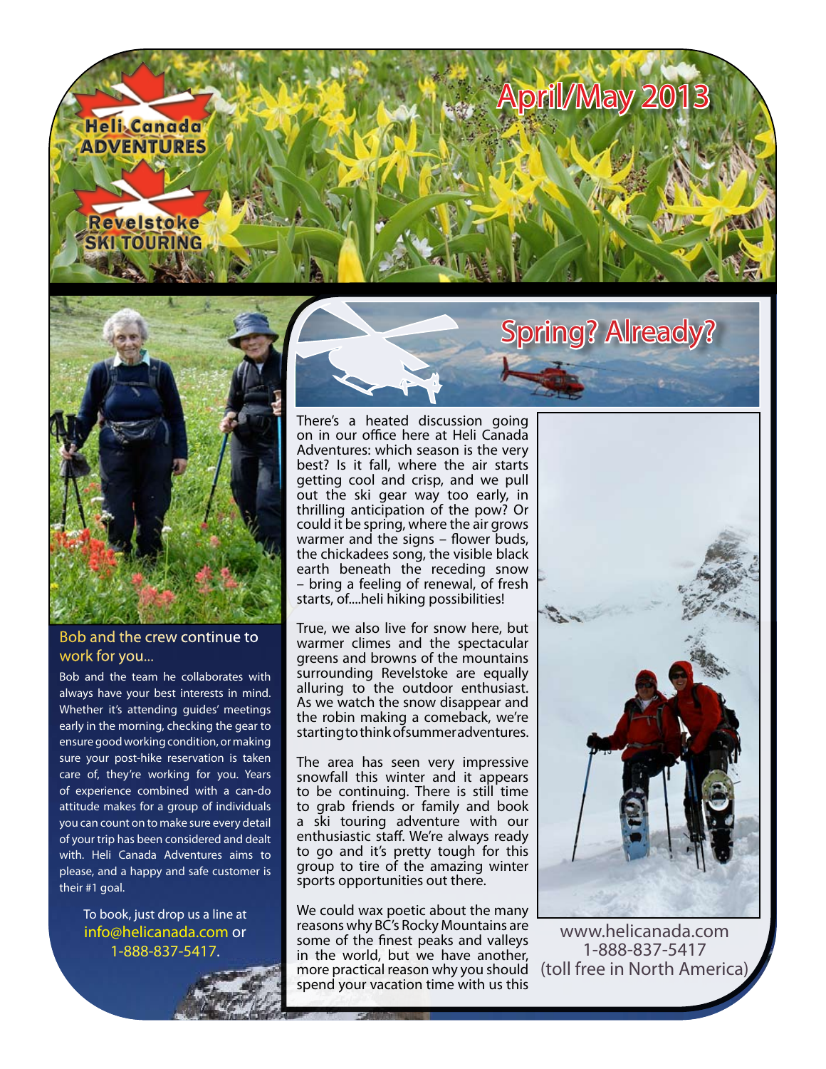Heli Canada ADVENTURES

Revelstoke SKI TOURING

# April/May 2013

## Spring? Already?

There's a heated discussion going on in our office here at Heli Canada Adventures: which season is the very best? Is it fall, where the air starts getting cool and crisp, and we pull out the ski gear way too early, in thrilling anticipation of the pow? Or could it be spring, where the air grows warmer and the signs – flower buds, the chickadees song, the visible black earth beneath the receding snow – bring a feeling of renewal, of fresh starts, of....heli hiking possibilities!

True, we also live for snow here, but warmer climes and the spectacular greens and browns of the mountains surrounding Revelstoke are equally alluring to the outdoor enthusiast. As we watch the snow disappear and the robin making a comeback, we're starting to think of summer adventures.

The area has seen very impressive snowfall this winter and it appears to be continuing. There is still time to grab friends or family and book a ski touring adventure with our enthusiastic staff. We're always ready to go and it's pretty tough for this group to tire of the amazing winter sports opportunities out there.

We could wax poetic about the many reasons why BC's Rocky Mountains are some of the finest peaks and valleys in the world, but we have another, more practical reason why you should spend your vacation time with us this

www.helicanada.com
1-888-837-5417
(toll free in North America)

### Bob and the crew continue to work for you...

Bob and the team he collaborates with always have your best interests in mind. Whether it's attending guides' meetings early in the morning, checking the gear to ensure good working condition, or making sure your post-hike reservation is taken care of, they're working for you. Years of experience combined with a can-do attitude makes for a group of individuals you can count on to make sure every detail of your trip has been considered and dealt with. Heli Canada Adventures aims to please, and a happy and safe customer is their #1 goal.

To book, just drop us a line at info@helicanada.com or 1-888-837-5417.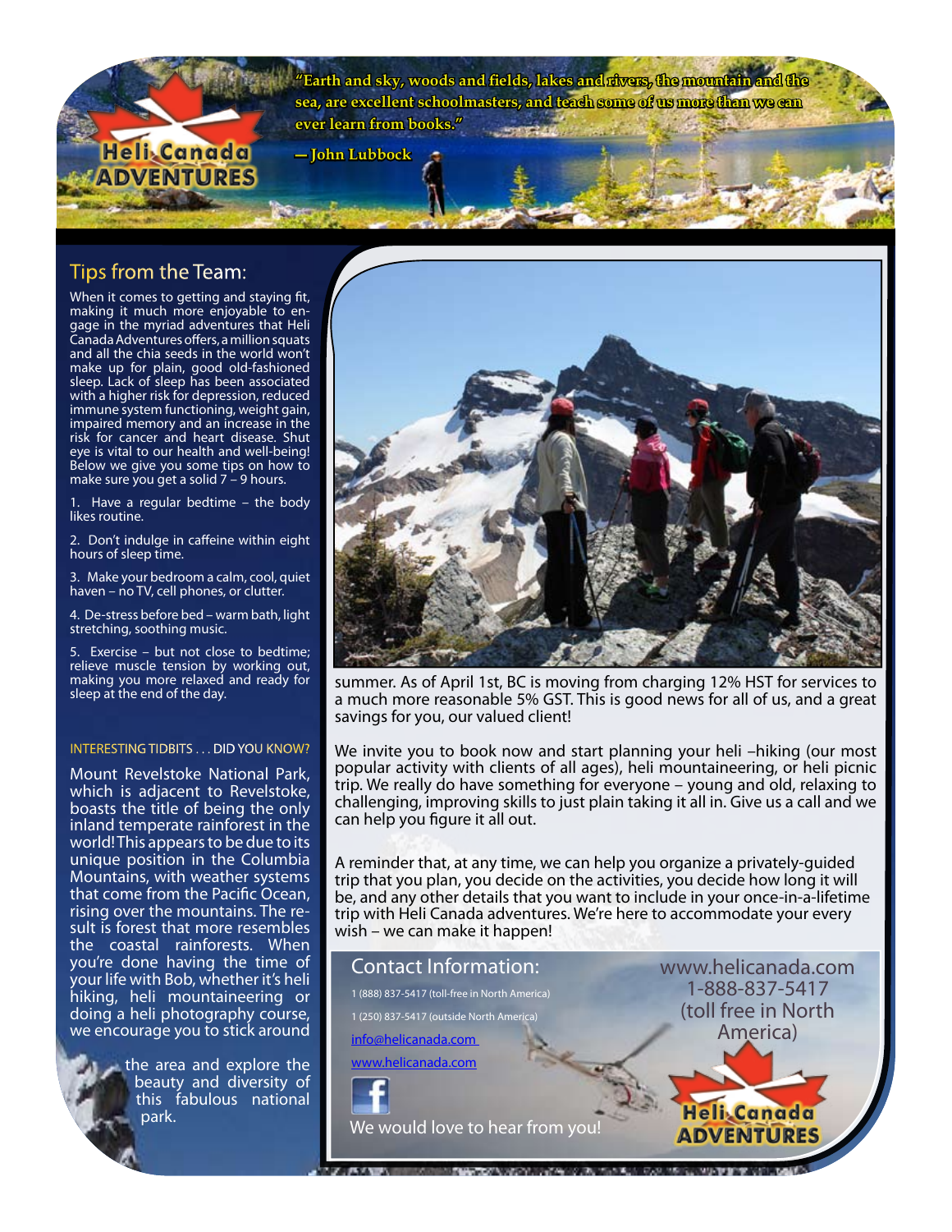*"Earth and sky, woods and fields, lakes and rivers, the mountain and the sea, are excellent schoolmasters, and teach some of us more than we can ever learn from books."*

*— John Lubbock*

## Tips from the Team:

When it comes to getting and staying fit, making it much more enjoyable to engage in the myriad adventures that Heli Canada Adventures offers, a million squats and all the chia seeds in the world won't make up for plain, good old-fashioned sleep. Lack of sleep has been associated with a higher risk for depression, reduced immune system functioning, weight gain, impaired memory and an increase in the risk for cancer and heart disease. Shut eye is vital to our health and well-being! Below we give you some tips on how to make sure you get a solid 7 – 9 hours.

1. Have a regular bedtime – the body likes routine.
2. Don't indulge in caffeine within eight hours of sleep time.
3. Make your bedroom a calm, cool, quiet haven – no TV, cell phones, or clutter.
4. De-stress before bed – warm bath, light stretching, soothing music.
5. Exercise – but not close to bedtime; relieve muscle tension by working out, making you more relaxed and ready for sleep at the end of the day.

### INTERESTING TIDBITS . . . DID YOU KNOW?

Mount Revelstoke National Park, which is adjacent to Revelstoke, boasts the title of being the only inland temperate rainforest in the world! This appears to be due to its unique position in the Columbia Mountains, with weather systems that come from the Pacific Ocean, rising over the mountains. The result is forest that more resembles the coastal rainforests. When you're done having the time of your life with Bob, whether it's heli hiking, heli mountaineering or doing a heli photography course, we encourage you to stick around the area and explore the beauty and diversity of this fabulous national park.

summer. As of April 1st, BC is moving from charging 12% HST for services to a much more reasonable 5% GST. This is good news for all of us, and a great savings for you, our valued client!

We invite you to book now and start planning your heli –hiking (our most popular activity with clients of all ages), heli mountaineering, or heli picnic trip. We really do have something for everyone – young and old, relaxing to challenging, improving skills to just plain taking it all in. Give us a call and we can help you figure it all out.

A reminder that, at any time, we can help you organize a privately-guided trip that you plan, you decide on the activities, you decide how long it will be, and any other details that you want to include in your once-in-a-lifetime trip with Heli Canada adventures. We're here to accommodate your every wish – we can make it happen!

## Contact Information:

1 (888) 837-5417 (toll-free in North America)

1 (250) 837-5417 (outside North America)

info@helicanada.com

www.helicanada.com

We would love to hear from you!

www.helicanada.com
1-888-837-5417
(toll free in North America)

Heli Canada ADVENTURES